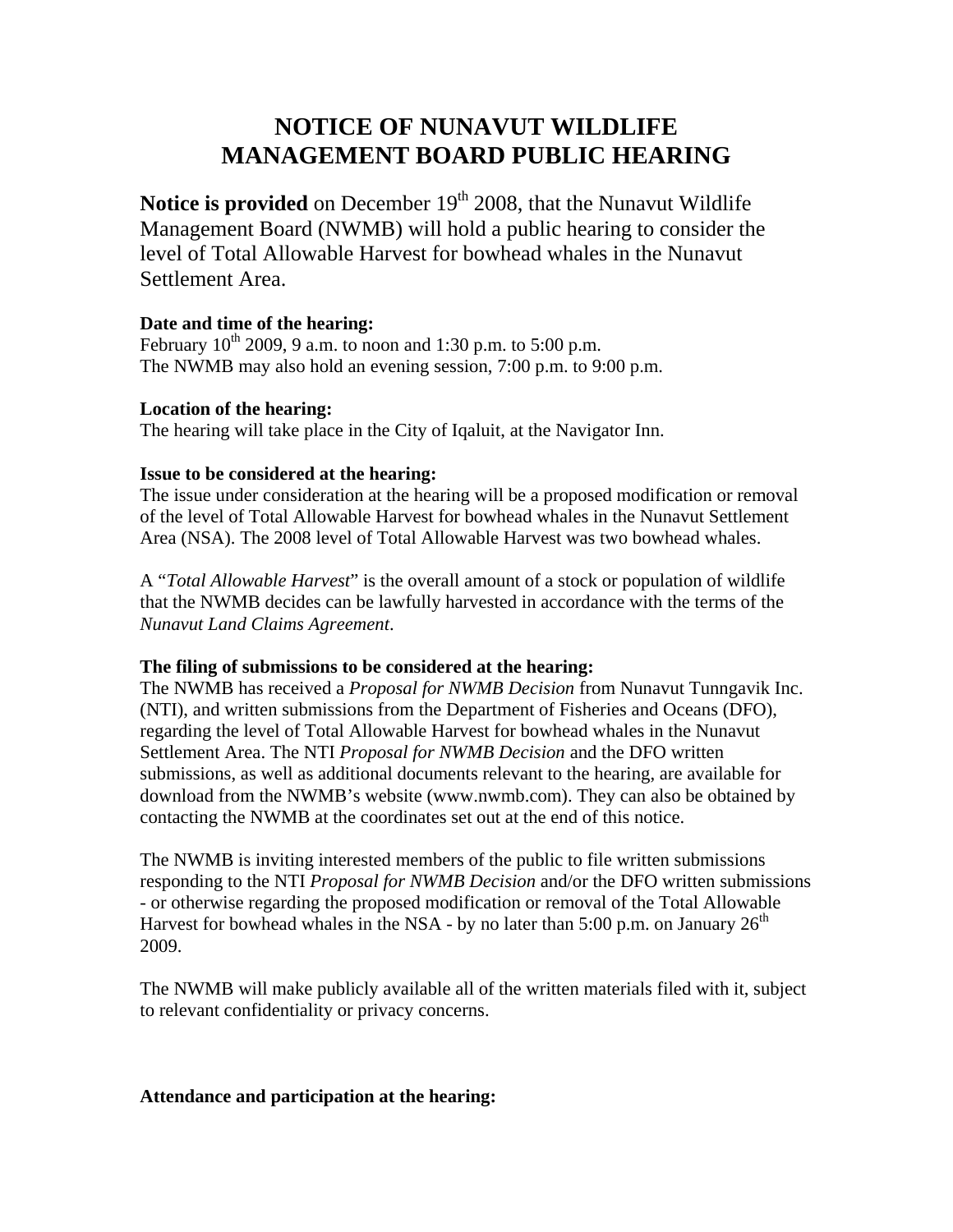# NOTICE OF NUNAVUT WILDLIFE MANAGEMENT BOARD PUBLIC HEARING

**Notice is provided** on December 19th 2008, that the Nunavut Wildlife Management Board (NWMB) will hold a public hearing to consider the level of Total Allowable Harvest for bowhead whales in the Nunavut Settlement Area.

**Date and time of the hearing:**
February 10th 2009, 9 a.m. to noon and 1:30 p.m. to 5:00 p.m.
The NWMB may also hold an evening session, 7:00 p.m. to 9:00 p.m.

**Location of the hearing:**
The hearing will take place in the City of Iqaluit, at the Navigator Inn.

**Issue to be considered at the hearing:**
The issue under consideration at the hearing will be a proposed modification or removal of the level of Total Allowable Harvest for bowhead whales in the Nunavut Settlement Area (NSA). The 2008 level of Total Allowable Harvest was two bowhead whales.

A "*Total Allowable Harvest*" is the overall amount of a stock or population of wildlife that the NWMB decides can be lawfully harvested in accordance with the terms of the *Nunavut Land Claims Agreement*.

**The filing of submissions to be considered at the hearing:**
The NWMB has received a *Proposal for NWMB Decision* from Nunavut Tunngavik Inc. (NTI), and written submissions from the Department of Fisheries and Oceans (DFO), regarding the level of Total Allowable Harvest for bowhead whales in the Nunavut Settlement Area. The NTI *Proposal for NWMB Decision* and the DFO written submissions, as well as additional documents relevant to the hearing, are available for download from the NWMB's website (www.nwmb.com). They can also be obtained by contacting the NWMB at the coordinates set out at the end of this notice.

The NWMB is inviting interested members of the public to file written submissions responding to the NTI *Proposal for NWMB Decision* and/or the DFO written submissions - or otherwise regarding the proposed modification or removal of the Total Allowable Harvest for bowhead whales in the NSA - by no later than 5:00 p.m. on January 26th 2009.

The NWMB will make publicly available all of the written materials filed with it, subject to relevant confidentiality or privacy concerns.

**Attendance and participation at the hearing:**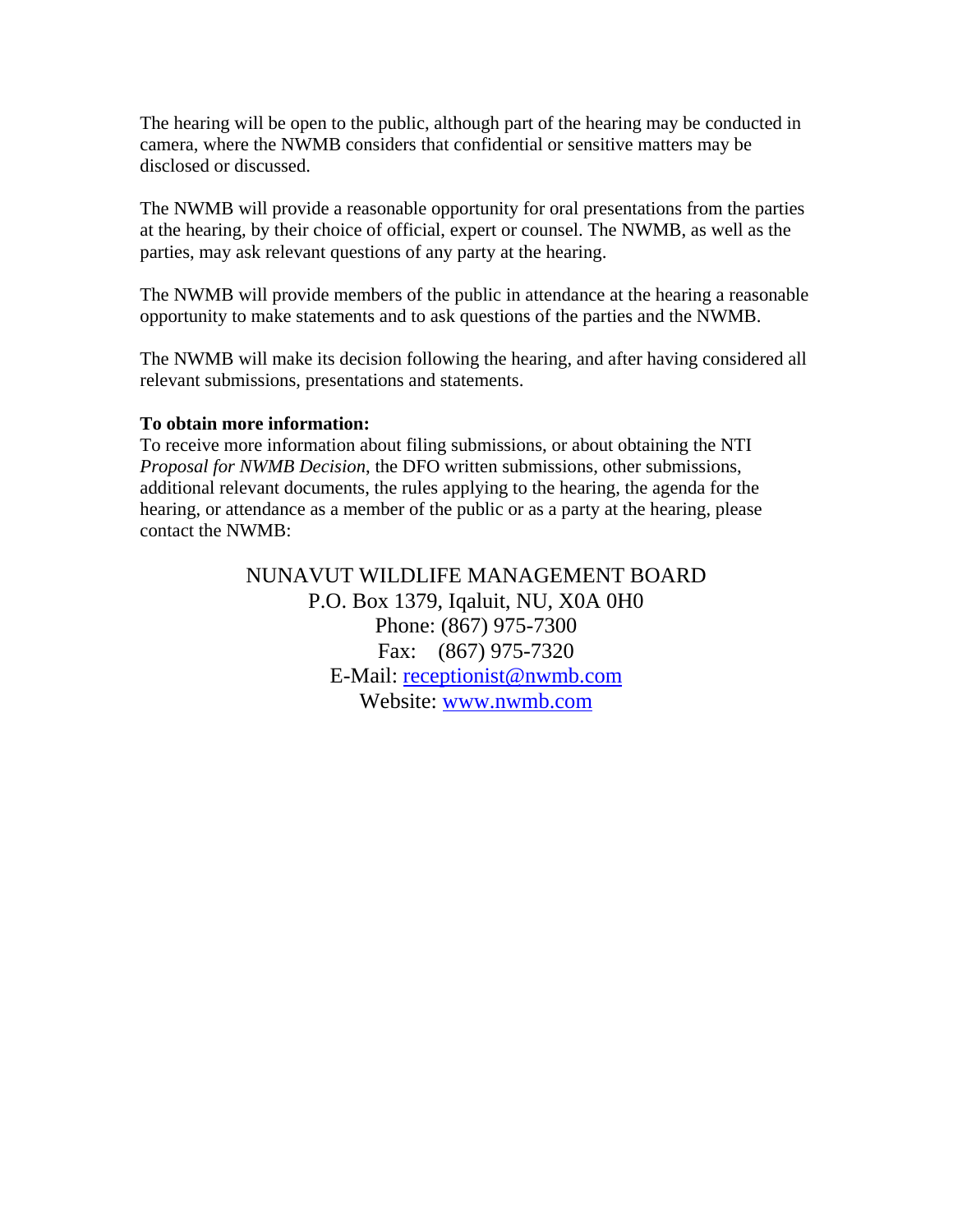The hearing will be open to the public, although part of the hearing may be conducted in camera, where the NWMB considers that confidential or sensitive matters may be disclosed or discussed.

The NWMB will provide a reasonable opportunity for oral presentations from the parties at the hearing, by their choice of official, expert or counsel. The NWMB, as well as the parties, may ask relevant questions of any party at the hearing.

The NWMB will provide members of the public in attendance at the hearing a reasonable opportunity to make statements and to ask questions of the parties and the NWMB.

The NWMB will make its decision following the hearing, and after having considered all relevant submissions, presentations and statements.

**To obtain more information:**
To receive more information about filing submissions, or about obtaining the NTI *Proposal for NWMB Decision*, the DFO written submissions, other submissions, additional relevant documents, the rules applying to the hearing, the agenda for the hearing, or attendance as a member of the public or as a party at the hearing, please contact the NWMB:

NUNAVUT WILDLIFE MANAGEMENT BOARD
P.O. Box 1379, Iqaluit, NU, X0A 0H0
Phone: (867) 975-7300
Fax: (867) 975-7320
E-Mail: receptionist@nwmb.com
Website: www.nwmb.com